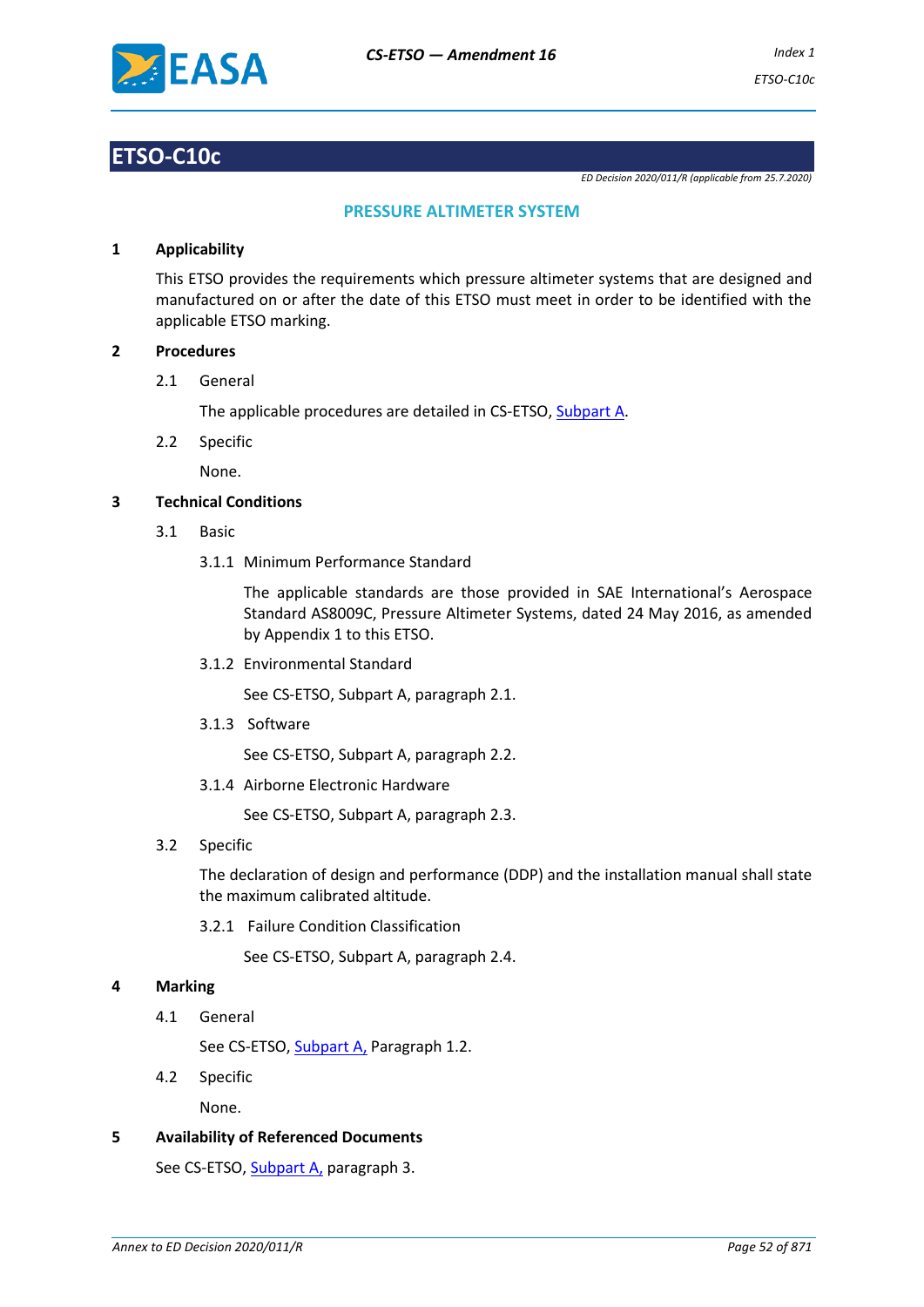# ETSO-C10c

*ED Decision 2020/011/R (applicable from 25.7.2020)*

## PRESSURE ALTIMETER SYSTEM

### 1 Applicability

This ETSO provides the requirements which pressure altimeter systems that are designed and manufactured on or after the date of this ETSO must meet in order to be identified with the applicable ETSO marking.

### 2 Procedures

2.1 General

The applicable procedures are detailed in CS-ETSO, Subpart A.

2.2 Specific

None.

### 3 Technical Conditions

3.1 Basic

3.1.1 Minimum Performance Standard

The applicable standards are those provided in SAE International's Aerospace Standard AS8009C, Pressure Altimeter Systems, dated 24 May 2016, as amended by Appendix 1 to this ETSO.

3.1.2 Environmental Standard

See CS-ETSO, Subpart A, paragraph 2.1.

3.1.3 Software

See CS-ETSO, Subpart A, paragraph 2.2.

3.1.4 Airborne Electronic Hardware

See CS-ETSO, Subpart A, paragraph 2.3.

3.2 Specific

The declaration of design and performance (DDP) and the installation manual shall state the maximum calibrated altitude.

3.2.1 Failure Condition Classification

See CS-ETSO, Subpart A, paragraph 2.4.

### 4 Marking

4.1 General

See CS-ETSO, Subpart A, Paragraph 1.2.

4.2 Specific

None.

### 5 Availability of Referenced Documents

See CS-ETSO, Subpart A, paragraph 3.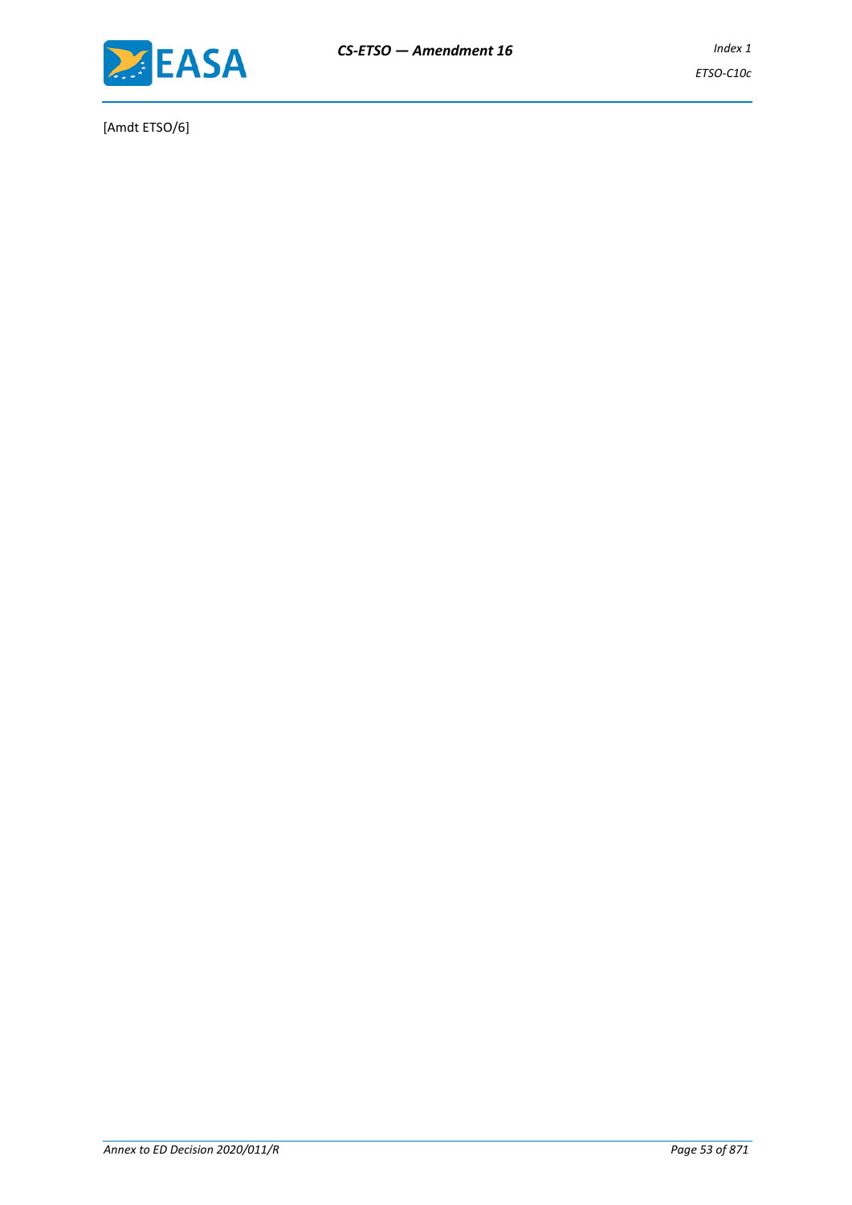[Amdt ETSO/6]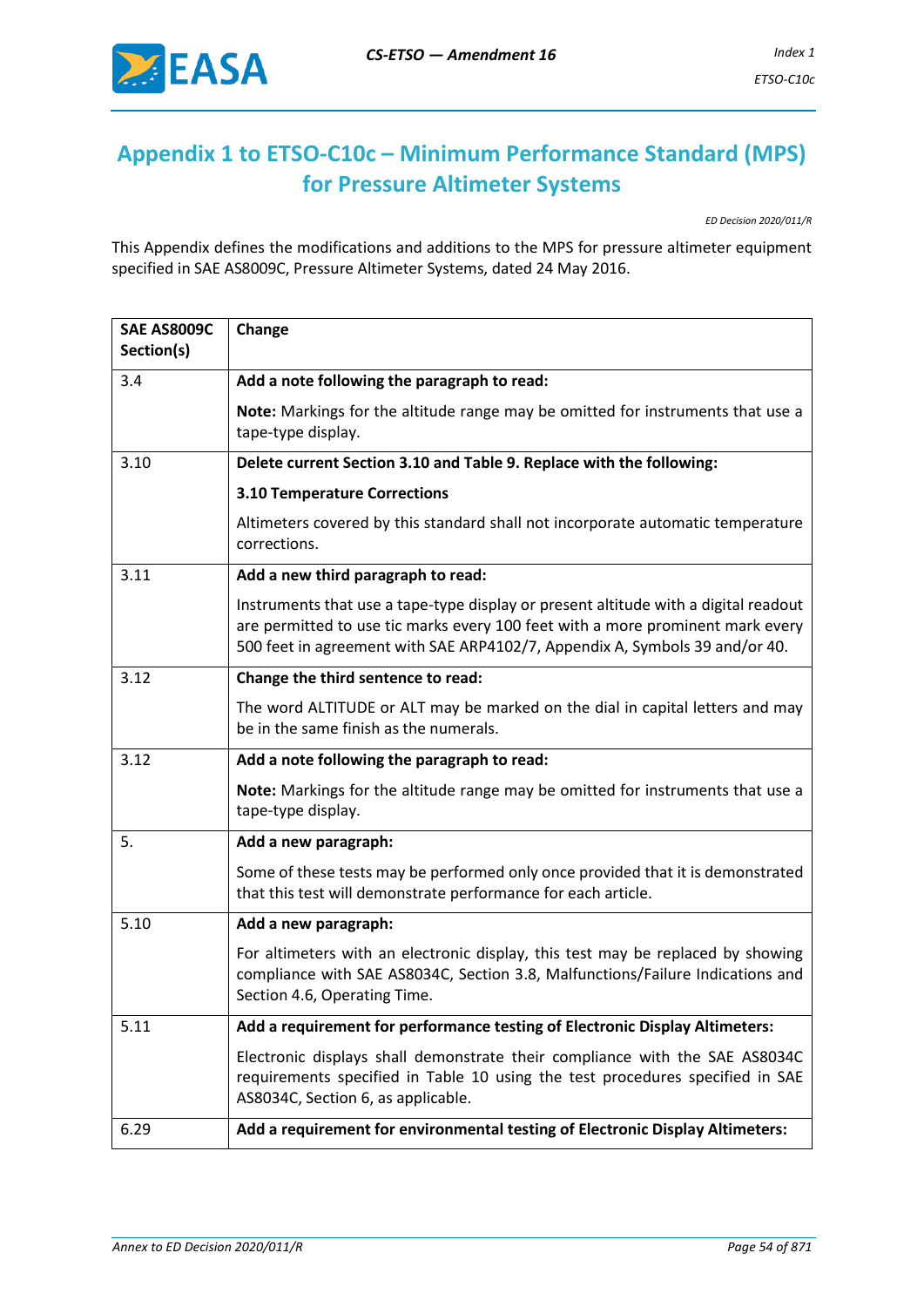## Appendix 1 to ETSO-C10c – Minimum Performance Standard (MPS) for Pressure Altimeter Systems

*ED Decision 2020/011/R*

This Appendix defines the modifications and additions to the MPS for pressure altimeter equipment specified in SAE AS8009C, Pressure Altimeter Systems, dated 24 May 2016.

| SAE AS8009C Section(s) | Change |
|---|---|
| 3.4 | **Add a note following the paragraph to read:**<br><br>**Note:** Markings for the altitude range may be omitted for instruments that use a tape-type display. |
| 3.10 | **Delete current Section 3.10 and Table 9. Replace with the following:**<br><br>**3.10 Temperature Corrections**<br><br>Altimeters covered by this standard shall not incorporate automatic temperature corrections. |
| 3.11 | **Add a new third paragraph to read:**<br><br>Instruments that use a tape-type display or present altitude with a digital readout are permitted to use tic marks every 100 feet with a more prominent mark every 500 feet in agreement with SAE ARP4102/7, Appendix A, Symbols 39 and/or 40. |
| 3.12 | **Change the third sentence to read:**<br><br>The word ALTITUDE or ALT may be marked on the dial in capital letters and may be in the same finish as the numerals. |
| 3.12 | **Add a note following the paragraph to read:**<br><br>**Note:** Markings for the altitude range may be omitted for instruments that use a tape-type display. |
| 5. | **Add a new paragraph:**<br><br>Some of these tests may be performed only once provided that it is demonstrated that this test will demonstrate performance for each article. |
| 5.10 | **Add a new paragraph:**<br><br>For altimeters with an electronic display, this test may be replaced by showing compliance with SAE AS8034C, Section 3.8, Malfunctions/Failure Indications and Section 4.6, Operating Time. |
| 5.11 | **Add a requirement for performance testing of Electronic Display Altimeters:**<br><br>Electronic displays shall demonstrate their compliance with the SAE AS8034C requirements specified in Table 10 using the test procedures specified in SAE AS8034C, Section 6, as applicable. |
| 6.29 | **Add a requirement for environmental testing of Electronic Display Altimeters:** |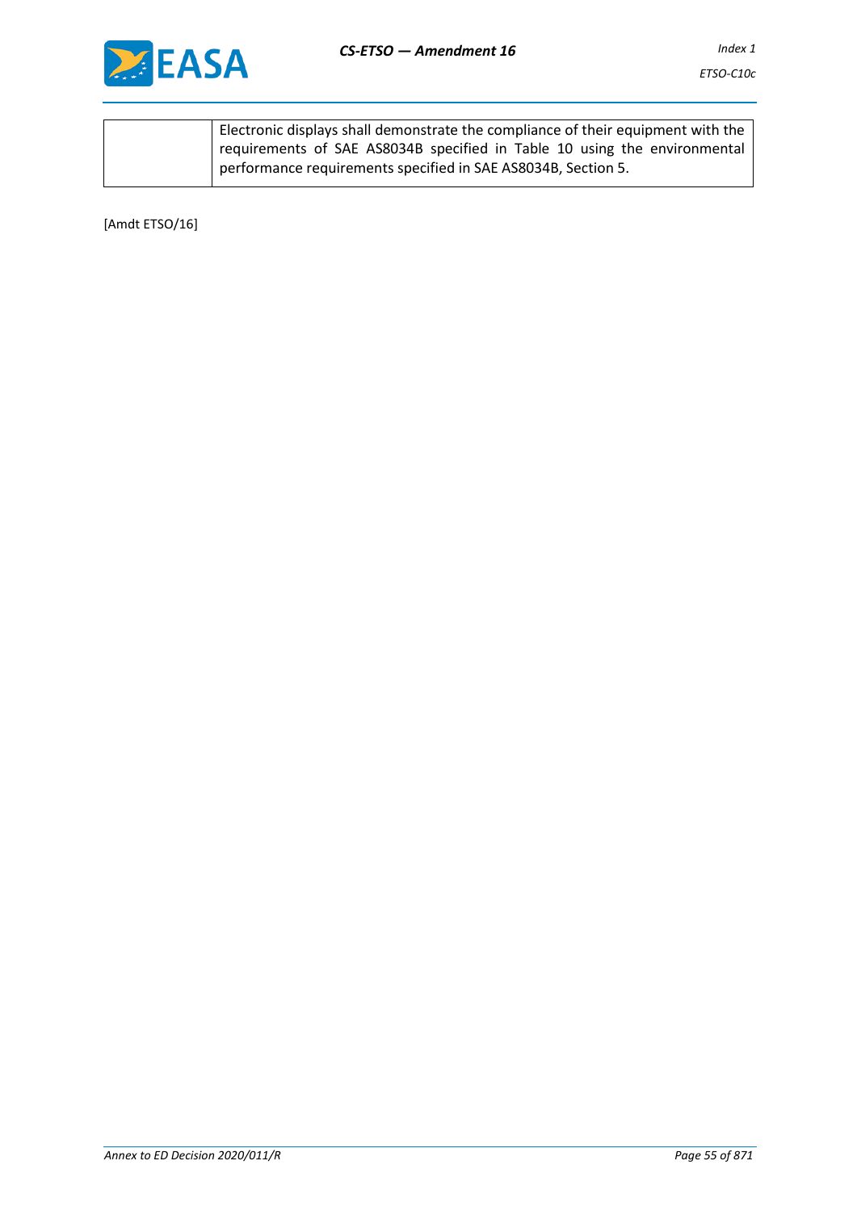| | |
|---|---|
| | Electronic displays shall demonstrate the compliance of their equipment with the requirements of SAE AS8034B specified in Table 10 using the environmental performance requirements specified in SAE AS8034B, Section 5. |

[Amdt ETSO/16]